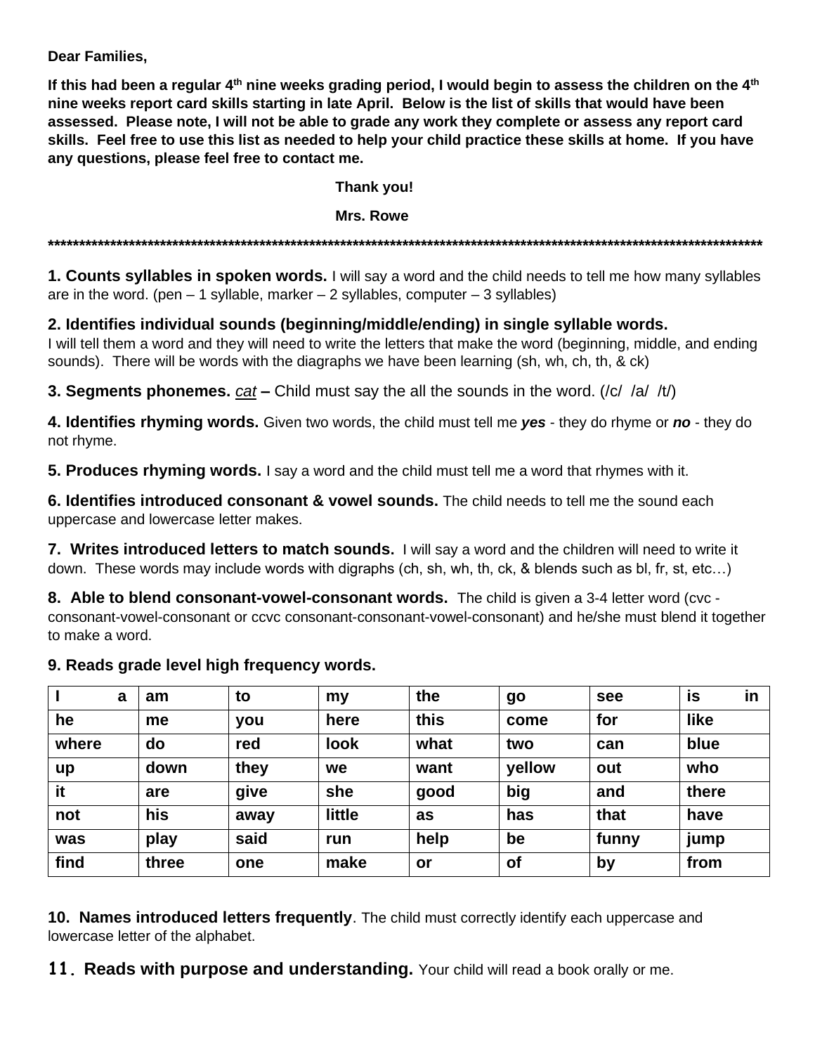**Dear Families,**

**If this had been a regular 4th nine weeks grading period, I would begin to assess the children on the 4th nine weeks report card skills starting in late April. Below is the list of skills that would have been assessed. Please note, I will not be able to grade any work they complete or assess any report card skills. Feel free to use this list as needed to help your child practice these skills at home. If you have any questions, please feel free to contact me.**

**Thank you!**

**Mrs. Rowe**

**************************************************************************************************************************

**1. Counts syllables in spoken words.** I will say a word and the child needs to tell me how many syllables are in the word. (pen – 1 syllable, marker – 2 syllables, computer – 3 syllables)

**2. Identifies individual sounds (beginning/middle/ending) in single syllable words.**
I will tell them a word and they will need to write the letters that make the word (beginning, middle, and ending sounds). There will be words with the diagraphs we have been learning (sh, wh, ch, th, & ck)

**3. Segments phonemes.** *cat* **–** Child must say the all the sounds in the word. (/c/ /a/ /t/)

**4. Identifies rhyming words.** Given two words, the child must tell me ***yes*** - they do rhyme or ***no*** - they do not rhyme.

**5. Produces rhyming words.** I say a word and the child must tell me a word that rhymes with it.

**6. Identifies introduced consonant & vowel sounds.** The child needs to tell me the sound each uppercase and lowercase letter makes.

**7. Writes introduced letters to match sounds.** I will say a word and the children will need to write it down. These words may include words with digraphs (ch, sh, wh, th, ck, & blends such as bl, fr, st, etc…)

**8. Able to blend consonant-vowel-consonant words.** The child is given a 3-4 letter word (cvc - consonant-vowel-consonant or ccvc consonant-consonant-vowel-consonant) and he/she must blend it together to make a word.

**9. Reads grade level high frequency words.**

| **I a** | **am** | **to** | **my** | **the** | **go** | **see** | **is in** |
|---|---|---|---|---|---|---|---|
| **he** | **me** | **you** | **here** | **this** | **come** | **for** | **like** |
| **where** | **do** | **red** | **look** | **what** | **two** | **can** | **blue** |
| **up** | **down** | **they** | **we** | **want** | **yellow** | **out** | **who** |
| **it** | **are** | **give** | **she** | **good** | **big** | **and** | **there** |
| **not** | **his** | **away** | **little** | **as** | **has** | **that** | **have** |
| **was** | **play** | **said** | **run** | **help** | **be** | **funny** | **jump** |
| **find** | **three** | **one** | **make** | **or** | **of** | **by** | **from** |

**10. Names introduced letters frequently**. The child must correctly identify each uppercase and lowercase letter of the alphabet.

**11. Reads with purpose and understanding.** Your child will read a book orally or me.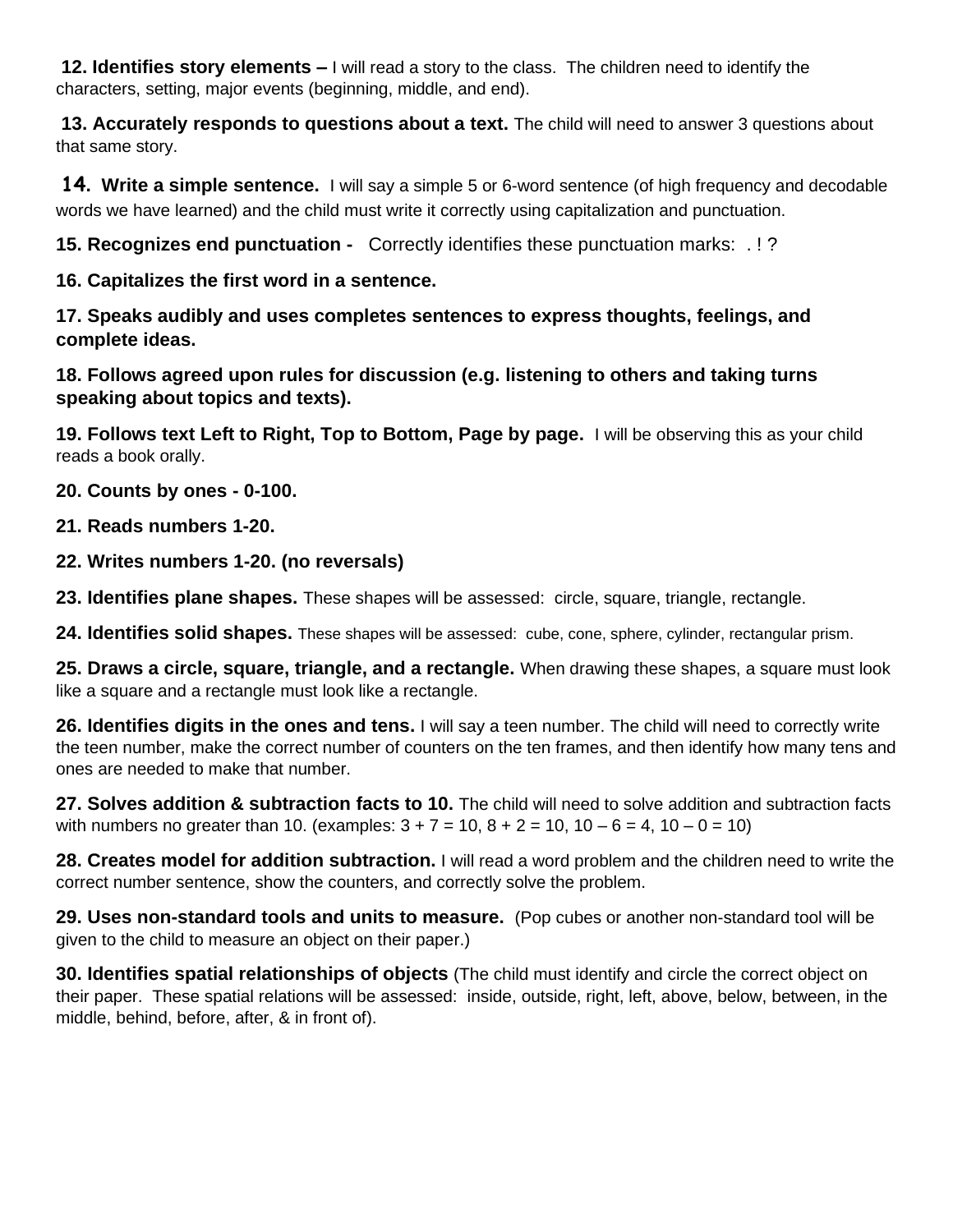**12. Identifies story elements –** I will read a story to the class. The children need to identify the characters, setting, major events (beginning, middle, and end).

**13. Accurately responds to questions about a text.** The child will need to answer 3 questions about that same story.

**14. Write a simple sentence.** I will say a simple 5 or 6-word sentence (of high frequency and decodable words we have learned) and the child must write it correctly using capitalization and punctuation.

**15. Recognizes end punctuation -** Correctly identifies these punctuation marks: . ! ?

**16. Capitalizes the first word in a sentence.**

**17. Speaks audibly and uses completes sentences to express thoughts, feelings, and complete ideas.**

**18. Follows agreed upon rules for discussion (e.g. listening to others and taking turns speaking about topics and texts).**

**19. Follows text Left to Right, Top to Bottom, Page by page.** I will be observing this as your child reads a book orally.

**20. Counts by ones - 0-100.**

**21. Reads numbers 1-20.**

**22. Writes numbers 1-20. (no reversals)**

**23. Identifies plane shapes.** These shapes will be assessed: circle, square, triangle, rectangle.

**24. Identifies solid shapes.** These shapes will be assessed: cube, cone, sphere, cylinder, rectangular prism.

**25. Draws a circle, square, triangle, and a rectangle.** When drawing these shapes, a square must look like a square and a rectangle must look like a rectangle.

**26. Identifies digits in the ones and tens.** I will say a teen number. The child will need to correctly write the teen number, make the correct number of counters on the ten frames, and then identify how many tens and ones are needed to make that number.

**27. Solves addition & subtraction facts to 10.** The child will need to solve addition and subtraction facts with numbers no greater than 10. (examples: 3 + 7 = 10, 8 + 2 = 10, 10 – 6 = 4, 10 – 0 = 10)

**28. Creates model for addition subtraction.** I will read a word problem and the children need to write the correct number sentence, show the counters, and correctly solve the problem.

**29. Uses non-standard tools and units to measure.** (Pop cubes or another non-standard tool will be given to the child to measure an object on their paper.)

**30. Identifies spatial relationships of objects** (The child must identify and circle the correct object on their paper. These spatial relations will be assessed: inside, outside, right, left, above, below, between, in the middle, behind, before, after, & in front of).